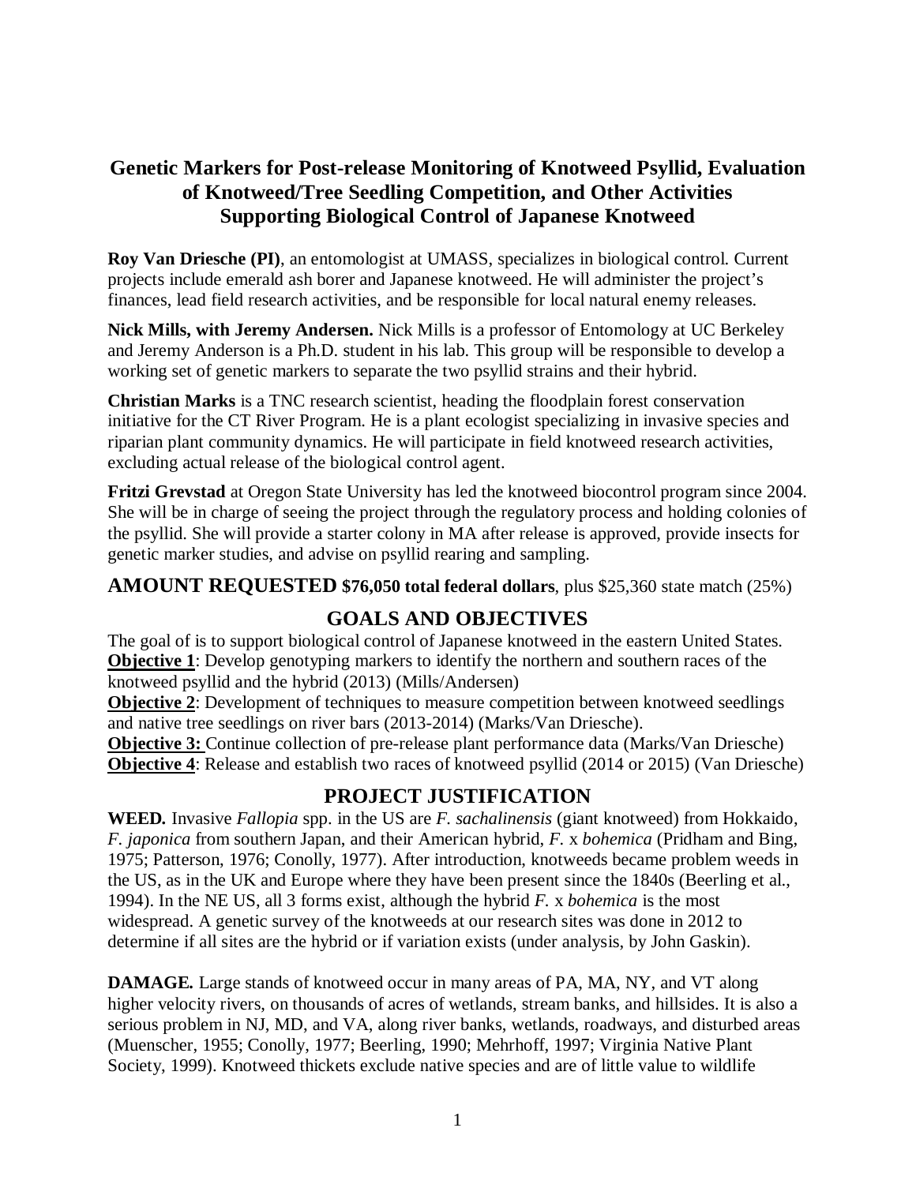# Genetic Markers for Post-release Monitoring of Knotweed Psyllid, Evaluation of Knotweed/Tree Seedling Competition, and Other Activities Supporting Biological Control of Japanese Knotweed

**Roy Van Driesche (PI)**, an entomologist at UMASS, specializes in biological control. Current projects include emerald ash borer and Japanese knotweed. He will administer the project's finances, lead field research activities, and be responsible for local natural enemy releases.

**Nick Mills, with Jeremy Andersen.** Nick Mills is a professor of Entomology at UC Berkeley and Jeremy Anderson is a Ph.D. student in his lab. This group will be responsible to develop a working set of genetic markers to separate the two psyllid strains and their hybrid.

**Christian Marks** is a TNC research scientist, heading the floodplain forest conservation initiative for the CT River Program. He is a plant ecologist specializing in invasive species and riparian plant community dynamics. He will participate in field knotweed research activities, excluding actual release of the biological control agent.

**Fritzi Grevstad** at Oregon State University has led the knotweed biocontrol program since 2004. She will be in charge of seeing the project through the regulatory process and holding colonies of the psyllid. She will provide a starter colony in MA after release is approved, provide insects for genetic marker studies, and advise on psyllid rearing and sampling.

**AMOUNT REQUESTED $76,050 total federal dollars**, plus $25,360 state match (25%)

## GOALS AND OBJECTIVES

The goal of is to support biological control of Japanese knotweed in the eastern United States.
**Objective 1**: Develop genotyping markers to identify the northern and southern races of the knotweed psyllid and the hybrid (2013) (Mills/Andersen)
**Objective 2**: Development of techniques to measure competition between knotweed seedlings and native tree seedlings on river bars (2013-2014) (Marks/Van Driesche).
**Objective 3:** Continue collection of pre-release plant performance data (Marks/Van Driesche)
**Objective 4**: Release and establish two races of knotweed psyllid (2014 or 2015) (Van Driesche)

## PROJECT JUSTIFICATION

**WEED.** Invasive *Fallopia* spp. in the US are *F. sachalinensis* (giant knotweed) from Hokkaido, *F. japonica* from southern Japan, and their American hybrid, *F.* x *bohemica* (Pridham and Bing, 1975; Patterson, 1976; Conolly, 1977). After introduction, knotweeds became problem weeds in the US, as in the UK and Europe where they have been present since the 1840s (Beerling et al., 1994). In the NE US, all 3 forms exist, although the hybrid *F.* x *bohemica* is the most widespread. A genetic survey of the knotweeds at our research sites was done in 2012 to determine if all sites are the hybrid or if variation exists (under analysis, by John Gaskin).

**DAMAGE.** Large stands of knotweed occur in many areas of PA, MA, NY, and VT along higher velocity rivers, on thousands of acres of wetlands, stream banks, and hillsides. It is also a serious problem in NJ, MD, and VA, along river banks, wetlands, roadways, and disturbed areas (Muenscher, 1955; Conolly, 1977; Beerling, 1990; Mehrhoff, 1997; Virginia Native Plant Society, 1999). Knotweed thickets exclude native species and are of little value to wildlife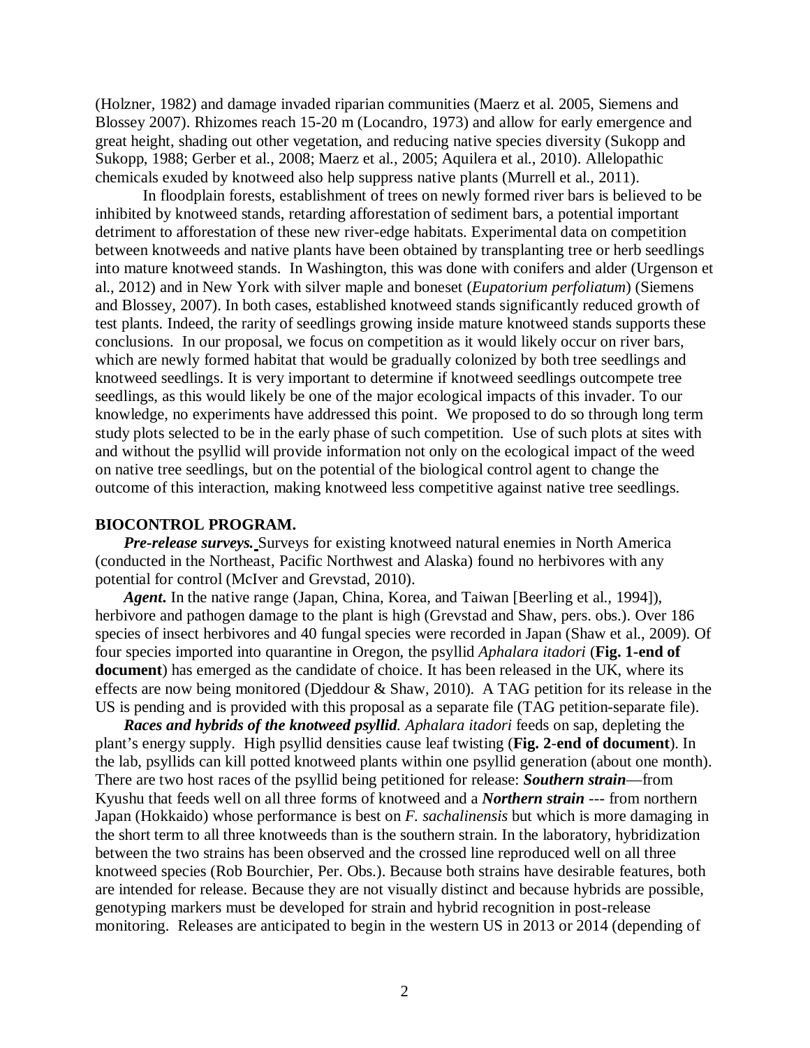(Holzner, 1982) and damage invaded riparian communities (Maerz et al. 2005, Siemens and Blossey 2007). Rhizomes reach 15-20 m (Locandro, 1973) and allow for early emergence and great height, shading out other vegetation, and reducing native species diversity (Sukopp and Sukopp, 1988; Gerber et al., 2008; Maerz et al., 2005; Aquilera et al., 2010). Allelopathic chemicals exuded by knotweed also help suppress native plants (Murrell et al., 2011).

In floodplain forests, establishment of trees on newly formed river bars is believed to be inhibited by knotweed stands, retarding afforestation of sediment bars, a potential important detriment to afforestation of these new river-edge habitats. Experimental data on competition between knotweeds and native plants have been obtained by transplanting tree or herb seedlings into mature knotweed stands. In Washington, this was done with conifers and alder (Urgenson et al., 2012) and in New York with silver maple and boneset (*Eupatorium perfoliatum*) (Siemens and Blossey, 2007). In both cases, established knotweed stands significantly reduced growth of test plants. Indeed, the rarity of seedlings growing inside mature knotweed stands supports these conclusions. In our proposal, we focus on competition as it would likely occur on river bars, which are newly formed habitat that would be gradually colonized by both tree seedlings and knotweed seedlings. It is very important to determine if knotweed seedlings outcompete tree seedlings, as this would likely be one of the major ecological impacts of this invader. To our knowledge, no experiments have addressed this point. We proposed to do so through long term study plots selected to be in the early phase of such competition. Use of such plots at sites with and without the psyllid will provide information not only on the ecological impact of the weed on native tree seedlings, but on the potential of the biological control agent to change the outcome of this interaction, making knotweed less competitive against native tree seedlings.

**BIOCONTROL PROGRAM.**

***Pre-release surveys.*** Surveys for existing knotweed natural enemies in North America (conducted in the Northeast, Pacific Northwest and Alaska) found no herbivores with any potential for control (McIver and Grevstad, 2010).

***Agent.*** In the native range (Japan, China, Korea, and Taiwan [Beerling et al., 1994]), herbivore and pathogen damage to the plant is high (Grevstad and Shaw, pers. obs.). Over 186 species of insect herbivores and 40 fungal species were recorded in Japan (Shaw et al., 2009). Of four species imported into quarantine in Oregon, the psyllid *Aphalara itadori* (**Fig. 1-end of document**) has emerged as the candidate of choice. It has been released in the UK, where its effects are now being monitored (Djeddour & Shaw, 2010). A TAG petition for its release in the US is pending and is provided with this proposal as a separate file (TAG petition-separate file).

***Races and hybrids of the knotweed psyllid.*** *Aphalara itadori* feeds on sap, depleting the plant's energy supply. High psyllid densities cause leaf twisting (**Fig. 2-end of document**). In the lab, psyllids can kill potted knotweed plants within one psyllid generation (about one month). There are two host races of the psyllid being petitioned for release: ***Southern strain***—from Kyushu that feeds well on all three forms of knotweed and a ***Northern strain*** --- from northern Japan (Hokkaido) whose performance is best on *F. sachalinensis* but which is more damaging in the short term to all three knotweeds than is the southern strain. In the laboratory, hybridization between the two strains has been observed and the crossed line reproduced well on all three knotweed species (Rob Bourchier, Per. Obs.). Because both strains have desirable features, both are intended for release. Because they are not visually distinct and because hybrids are possible, genotyping markers must be developed for strain and hybrid recognition in post-release monitoring. Releases are anticipated to begin in the western US in 2013 or 2014 (depending of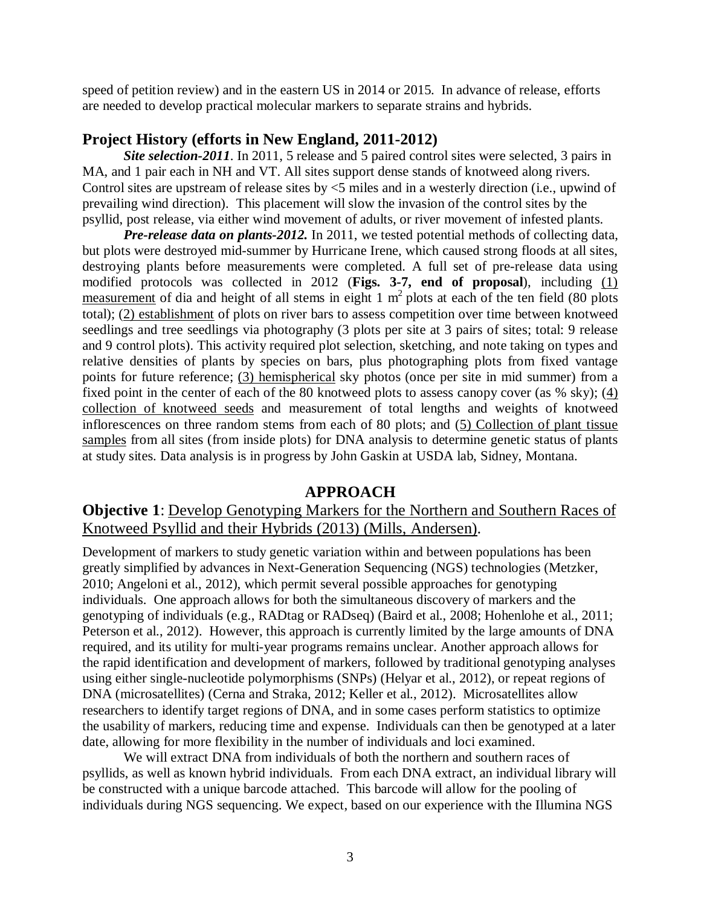speed of petition review) and in the eastern US in 2014 or 2015. In advance of release, efforts are needed to develop practical molecular markers to separate strains and hybrids.

## Project History (efforts in New England, 2011-2012)

***Site selection-2011***. In 2011, 5 release and 5 paired control sites were selected, 3 pairs in MA, and 1 pair each in NH and VT. All sites support dense stands of knotweed along rivers. Control sites are upstream of release sites by <5 miles and in a westerly direction (i.e., upwind of prevailing wind direction). This placement will slow the invasion of the control sites by the psyllid, post release, via either wind movement of adults, or river movement of infested plants.

***Pre-release data on plants-2012.*** In 2011, we tested potential methods of collecting data, but plots were destroyed mid-summer by Hurricane Irene, which caused strong floods at all sites, destroying plants before measurements were completed. A full set of pre-release data using modified protocols was collected in 2012 (**Figs. 3-7, end of proposal**), including (1) measurement of dia and height of all stems in eight 1 $m^2$ plots at each of the ten field (80 plots total); (2) establishment of plots on river bars to assess competition over time between knotweed seedlings and tree seedlings via photography (3 plots per site at 3 pairs of sites; total: 9 release and 9 control plots). This activity required plot selection, sketching, and note taking on types and relative densities of plants by species on bars, plus photographing plots from fixed vantage points for future reference; (3) hemispherical sky photos (once per site in mid summer) from a fixed point in the center of each of the 80 knotweed plots to assess canopy cover (as % sky); (4) collection of knotweed seeds and measurement of total lengths and weights of knotweed inflorescences on three random stems from each of 80 plots; and (5) Collection of plant tissue samples from all sites (from inside plots) for DNA analysis to determine genetic status of plants at study sites. Data analysis is in progress by John Gaskin at USDA lab, Sidney, Montana.

## APPROACH

### **Objective 1**: Develop Genotyping Markers for the Northern and Southern Races of Knotweed Psyllid and their Hybrids (2013) (Mills, Andersen).

Development of markers to study genetic variation within and between populations has been greatly simplified by advances in Next-Generation Sequencing (NGS) technologies (Metzker, 2010; Angeloni et al., 2012), which permit several possible approaches for genotyping individuals. One approach allows for both the simultaneous discovery of markers and the genotyping of individuals (e.g., RADtag or RADseq) (Baird et al., 2008; Hohenlohe et al., 2011; Peterson et al., 2012). However, this approach is currently limited by the large amounts of DNA required, and its utility for multi-year programs remains unclear. Another approach allows for the rapid identification and development of markers, followed by traditional genotyping analyses using either single-nucleotide polymorphisms (SNPs) (Helyar et al., 2012), or repeat regions of DNA (microsatellites) (Cerna and Straka, 2012; Keller et al., 2012). Microsatellites allow researchers to identify target regions of DNA, and in some cases perform statistics to optimize the usability of markers, reducing time and expense. Individuals can then be genotyped at a later date, allowing for more flexibility in the number of individuals and loci examined.

We will extract DNA from individuals of both the northern and southern races of psyllids, as well as known hybrid individuals. From each DNA extract, an individual library will be constructed with a unique barcode attached. This barcode will allow for the pooling of individuals during NGS sequencing. We expect, based on our experience with the Illumina NGS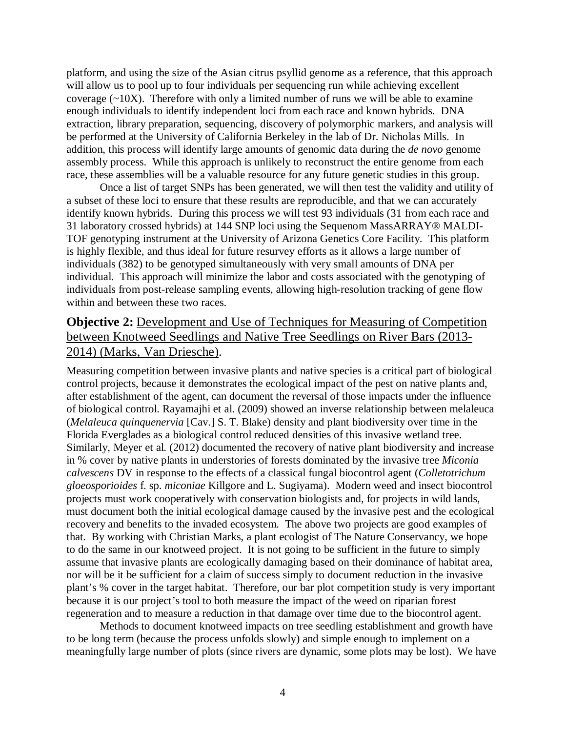platform, and using the size of the Asian citrus psyllid genome as a reference, that this approach will allow us to pool up to four individuals per sequencing run while achieving excellent coverage (~10X). Therefore with only a limited number of runs we will be able to examine enough individuals to identify independent loci from each race and known hybrids. DNA extraction, library preparation, sequencing, discovery of polymorphic markers, and analysis will be performed at the University of California Berkeley in the lab of Dr. Nicholas Mills. In addition, this process will identify large amounts of genomic data during the *de novo* genome assembly process. While this approach is unlikely to reconstruct the entire genome from each race, these assemblies will be a valuable resource for any future genetic studies in this group.

Once a list of target SNPs has been generated, we will then test the validity and utility of a subset of these loci to ensure that these results are reproducible, and that we can accurately identify known hybrids. During this process we will test 93 individuals (31 from each race and 31 laboratory crossed hybrids) at 144 SNP loci using the Sequenom MassARRAY® MALDI-TOF genotyping instrument at the University of Arizona Genetics Core Facility. This platform is highly flexible, and thus ideal for future resurvey efforts as it allows a large number of individuals (382) to be genotyped simultaneously with very small amounts of DNA per individual. This approach will minimize the labor and costs associated with the genotyping of individuals from post-release sampling events, allowing high-resolution tracking of gene flow within and between these two races.

## **Objective 2:** Development and Use of Techniques for Measuring of Competition between Knotweed Seedlings and Native Tree Seedlings on River Bars (2013-2014) (Marks, Van Driesche).

Measuring competition between invasive plants and native species is a critical part of biological control projects, because it demonstrates the ecological impact of the pest on native plants and, after establishment of the agent, can document the reversal of those impacts under the influence of biological control. Rayamajhi et al. (2009) showed an inverse relationship between melaleuca (*Melaleuca quinquenervia* [Cav.] S. T. Blake) density and plant biodiversity over time in the Florida Everglades as a biological control reduced densities of this invasive wetland tree. Similarly, Meyer et al. (2012) documented the recovery of native plant biodiversity and increase in % cover by native plants in understories of forests dominated by the invasive tree *Miconia calvescens* DV in response to the effects of a classical fungal biocontrol agent (*Colletotrichum gloeosporioides* f. sp. *miconiae* Killgore and L. Sugiyama). Modern weed and insect biocontrol projects must work cooperatively with conservation biologists and, for projects in wild lands, must document both the initial ecological damage caused by the invasive pest and the ecological recovery and benefits to the invaded ecosystem. The above two projects are good examples of that. By working with Christian Marks, a plant ecologist of The Nature Conservancy, we hope to do the same in our knotweed project. It is not going to be sufficient in the future to simply assume that invasive plants are ecologically damaging based on their dominance of habitat area, nor will be it be sufficient for a claim of success simply to document reduction in the invasive plant's % cover in the target habitat. Therefore, our bar plot competition study is very important because it is our project's tool to both measure the impact of the weed on riparian forest regeneration and to measure a reduction in that damage over time due to the biocontrol agent.

Methods to document knotweed impacts on tree seedling establishment and growth have to be long term (because the process unfolds slowly) and simple enough to implement on a meaningfully large number of plots (since rivers are dynamic, some plots may be lost). We have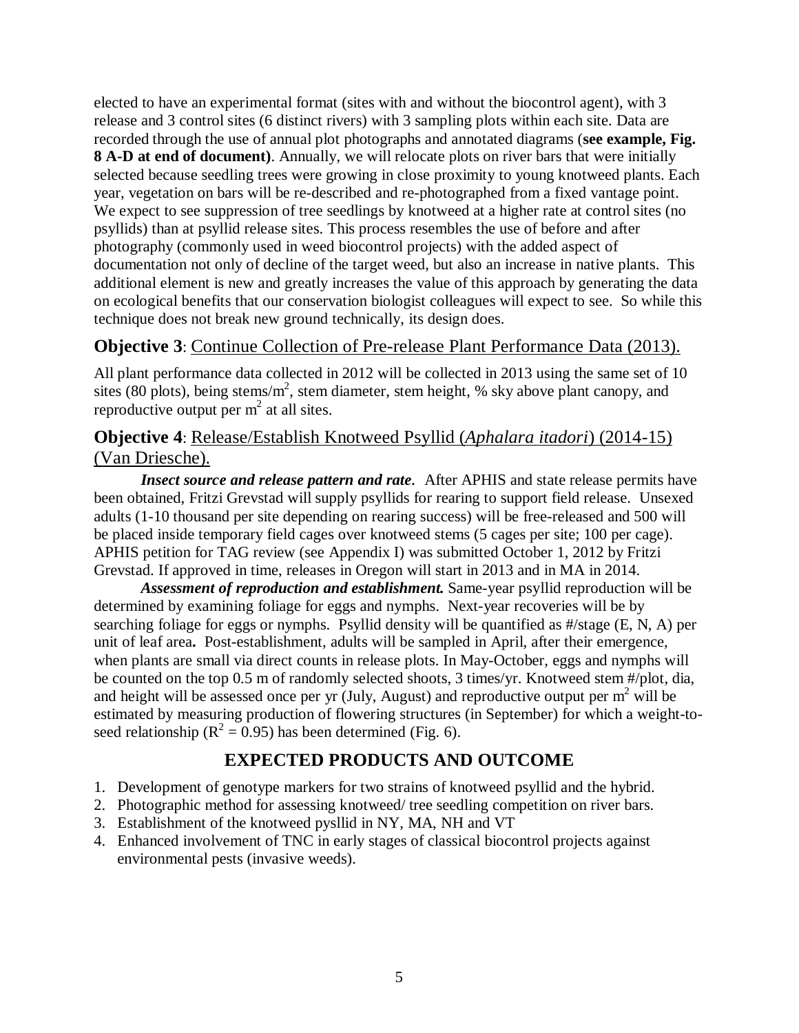elected to have an experimental format (sites with and without the biocontrol agent), with 3 release and 3 control sites (6 distinct rivers) with 3 sampling plots within each site. Data are recorded through the use of annual plot photographs and annotated diagrams (**see example, Fig. 8 A-D at end of document)**. Annually, we will relocate plots on river bars that were initially selected because seedling trees were growing in close proximity to young knotweed plants. Each year, vegetation on bars will be re-described and re-photographed from a fixed vantage point. We expect to see suppression of tree seedlings by knotweed at a higher rate at control sites (no psyllids) than at psyllid release sites. This process resembles the use of before and after photography (commonly used in weed biocontrol projects) with the added aspect of documentation not only of decline of the target weed, but also an increase in native plants. This additional element is new and greatly increases the value of this approach by generating the data on ecological benefits that our conservation biologist colleagues will expect to see. So while this technique does not break new ground technically, its design does.

### **Objective 3**: Continue Collection of Pre-release Plant Performance Data (2013).

All plant performance data collected in 2012 will be collected in 2013 using the same set of 10 sites (80 plots), being stems/m$^2$, stem diameter, stem height, % sky above plant canopy, and reproductive output per m$^2$ at all sites.

### **Objective 4**: Release/Establish Knotweed Psyllid (*Aphalara itadori*) (2014-15) (Van Driesche).

***Insect source and release pattern and rate.*** After APHIS and state release permits have been obtained, Fritzi Grevstad will supply psyllids for rearing to support field release. Unsexed adults (1-10 thousand per site depending on rearing success) will be free-released and 500 will be placed inside temporary field cages over knotweed stems (5 cages per site; 100 per cage). APHIS petition for TAG review (see Appendix I) was submitted October 1, 2012 by Fritzi Grevstad. If approved in time, releases in Oregon will start in 2013 and in MA in 2014.

***Assessment of reproduction and establishment.*** Same-year psyllid reproduction will be determined by examining foliage for eggs and nymphs. Next-year recoveries will be by searching foliage for eggs or nymphs. Psyllid density will be quantified as #/stage (E, N, A) per unit of leaf area**.** Post-establishment, adults will be sampled in April, after their emergence, when plants are small via direct counts in release plots. In May-October, eggs and nymphs will be counted on the top 0.5 m of randomly selected shoots, 3 times/yr. Knotweed stem #/plot, dia, and height will be assessed once per yr (July, August) and reproductive output per m$^2$ will be estimated by measuring production of flowering structures (in September) for which a weight-to-seed relationship ($R^2 = 0.95$) has been determined (Fig. 6).

## **EXPECTED PRODUCTS AND OUTCOME**

1. Development of genotype markers for two strains of knotweed psyllid and the hybrid.
2. Photographic method for assessing knotweed/ tree seedling competition on river bars.
3. Establishment of the knotweed pysllid in NY, MA, NH and VT
4. Enhanced involvement of TNC in early stages of classical biocontrol projects against environmental pests (invasive weeds).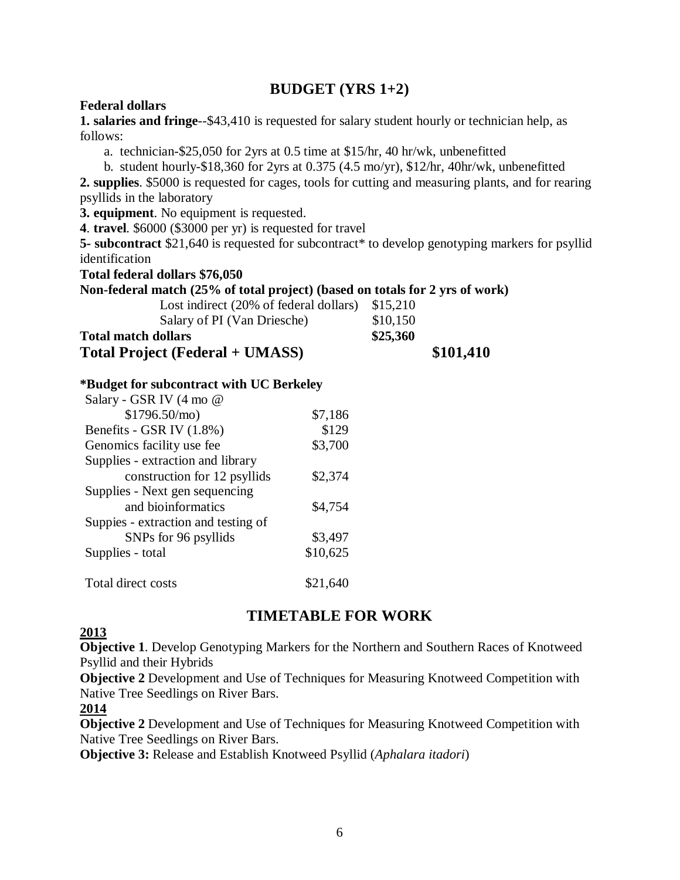## BUDGET (YRS 1+2)

**Federal dollars**

**1. salaries and fringe**--$43,410 is requested for salary student hourly or technician help, as follows:

a. technician-$25,050 for 2yrs at 0.5 time at $15/hr, 40 hr/wk, unbenefitted

b. student hourly-$18,360 for 2yrs at 0.375 (4.5 mo/yr), $12/hr, 40hr/wk, unbenefitted

**2. supplies**. $5000 is requested for cages, tools for cutting and measuring plants, and for rearing psyllids in the laboratory

**3. equipment**. No equipment is requested.

**4**. **travel**. $6000 ($3000 per yr) is requested for travel

**5- subcontract** $21,640 is requested for subcontract* to develop genotyping markers for psyllid identification

**Total federal dollars $76,050**

**Non-federal match (25% of total project) (based on totals for 2 yrs of work)**

| | | |
|---|---|---|
| Lost indirect (20% of federal dollars) | $15,210 | |
| Salary of PI (Van Driesche) | $10,150 | |
| **Total match dollars** | **$25,360** | |
| **Total Project (Federal + UMASS)** | | **$101,410** |

**\*Budget for subcontract with UC Berkeley**

| | |
|---|---|
| Salary - GSR IV (4 mo @ $1796.50/mo) | $7,186 |
| Benefits - GSR IV (1.8%) | $129 |
| Genomics facility use fee | $3,700 |
| Supplies - extraction and library construction for 12 psyllids | $2,374 |
| Supplies - Next gen sequencing and bioinformatics | $4,754 |
| Suppies - extraction and testing of SNPs for 96 psyllids | $3,497 |
| Supplies - total | $10,625 |
| Total direct costs | $21,640 |

## TIMETABLE FOR WORK

**2013**

**Objective 1**. Develop Genotyping Markers for the Northern and Southern Races of Knotweed Psyllid and their Hybrids

**Objective 2** Development and Use of Techniques for Measuring Knotweed Competition with Native Tree Seedlings on River Bars.

**2014**

**Objective 2** Development and Use of Techniques for Measuring Knotweed Competition with Native Tree Seedlings on River Bars.

**Objective 3:** Release and Establish Knotweed Psyllid (*Aphalara itadori*)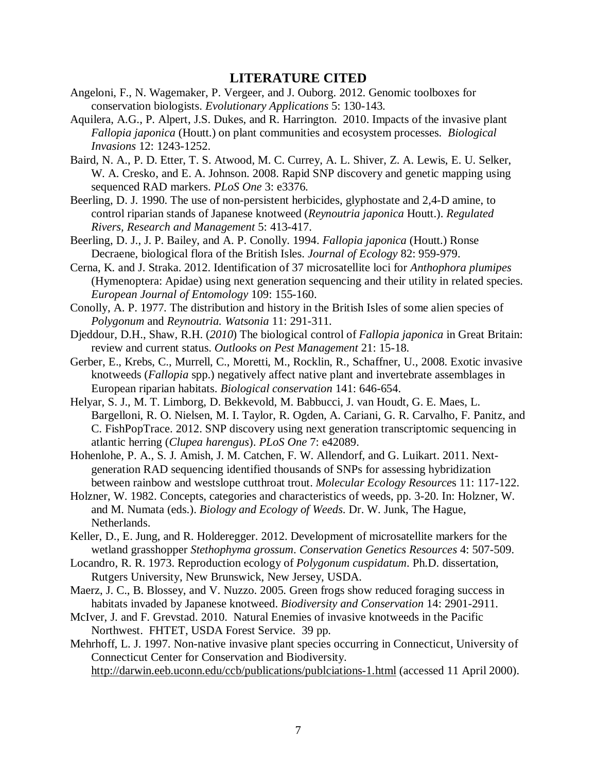## LITERATURE CITED

Angeloni, F., N. Wagemaker, P. Vergeer, and J. Ouborg. 2012. Genomic toolboxes for conservation biologists. *Evolutionary Applications* 5: 130-143.

Aquilera, A.G., P. Alpert, J.S. Dukes, and R. Harrington. 2010. Impacts of the invasive plant *Fallopia japonica* (Houtt.) on plant communities and ecosystem processes. *Biological Invasions* 12: 1243-1252.

Baird, N. A., P. D. Etter, T. S. Atwood, M. C. Currey, A. L. Shiver, Z. A. Lewis, E. U. Selker, W. A. Cresko, and E. A. Johnson. 2008. Rapid SNP discovery and genetic mapping using sequenced RAD markers. *PLoS One* 3: e3376.

Beerling, D. J. 1990. The use of non-persistent herbicides, glyphostate and 2,4-D amine, to control riparian stands of Japanese knotweed (*Reynoutria japonica* Houtt.). *Regulated Rivers, Research and Management* 5: 413-417.

Beerling, D. J., J. P. Bailey, and A. P. Conolly. 1994. *Fallopia japonica* (Houtt.) Ronse Decraene, biological flora of the British Isles. *Journal of Ecology* 82: 959-979.

Cerna, K. and J. Straka. 2012. Identification of 37 microsatellite loci for *Anthophora plumipes* (Hymenoptera: Apidae) using next generation sequencing and their utility in related species. *European Journal of Entomology* 109: 155-160.

Conolly, A. P. 1977. The distribution and history in the British Isles of some alien species of *Polygonum* and *Reynoutria. Watsonia* 11: 291-311.

Djeddour, D.H., Shaw, R.H. (*2010*) The biological control of *Fallopia japonica* in Great Britain: review and current status. *Outlooks on Pest Management* 21: 15-18.

Gerber, E., Krebs, C., Murrell, C., Moretti, M., Rocklin, R., Schaffner, U., 2008. Exotic invasive knotweeds (*Fallopia* spp.) negatively affect native plant and invertebrate assemblages in European riparian habitats. *Biological conservation* 141: 646-654.

Helyar, S. J., M. T. Limborg, D. Bekkevold, M. Babbucci, J. van Houdt, G. E. Maes, L. Bargelloni, R. O. Nielsen, M. I. Taylor, R. Ogden, A. Cariani, G. R. Carvalho, F. Panitz, and C. FishPopTrace. 2012. SNP discovery using next generation transcriptomic sequencing in atlantic herring (*Clupea harengus*). *PLoS One* 7: e42089.

Hohenlohe, P. A., S. J. Amish, J. M. Catchen, F. W. Allendorf, and G. Luikart. 2011. Next-generation RAD sequencing identified thousands of SNPs for assessing hybridization between rainbow and westslope cutthroat trout. *Molecular Ecology Resources* 11: 117-122.

Holzner, W. 1982. Concepts, categories and characteristics of weeds, pp. 3-20. In: Holzner, W. and M. Numata (eds.). *Biology and Ecology of Weeds*. Dr. W. Junk, The Hague, Netherlands.

Keller, D., E. Jung, and R. Holderegger. 2012. Development of microsatellite markers for the wetland grasshopper *Stethophyma grossum*. *Conservation Genetics Resources* 4: 507-509.

Locandro, R. R. 1973. Reproduction ecology of *Polygonum cuspidatum*. Ph.D. dissertation, Rutgers University, New Brunswick, New Jersey, USDA.

Maerz, J. C., B. Blossey, and V. Nuzzo. 2005. Green frogs show reduced foraging success in habitats invaded by Japanese knotweed. *Biodiversity and Conservation* 14: 2901-2911.

McIver, J. and F. Grevstad. 2010. Natural Enemies of invasive knotweeds in the Pacific Northwest. FHTET, USDA Forest Service. 39 pp.

Mehrhoff, L. J. 1997. Non-native invasive plant species occurring in Connecticut, University of Connecticut Center for Conservation and Biodiversity. http://darwin.eeb.uconn.edu/ccb/publications/publciations-1.html (accessed 11 April 2000).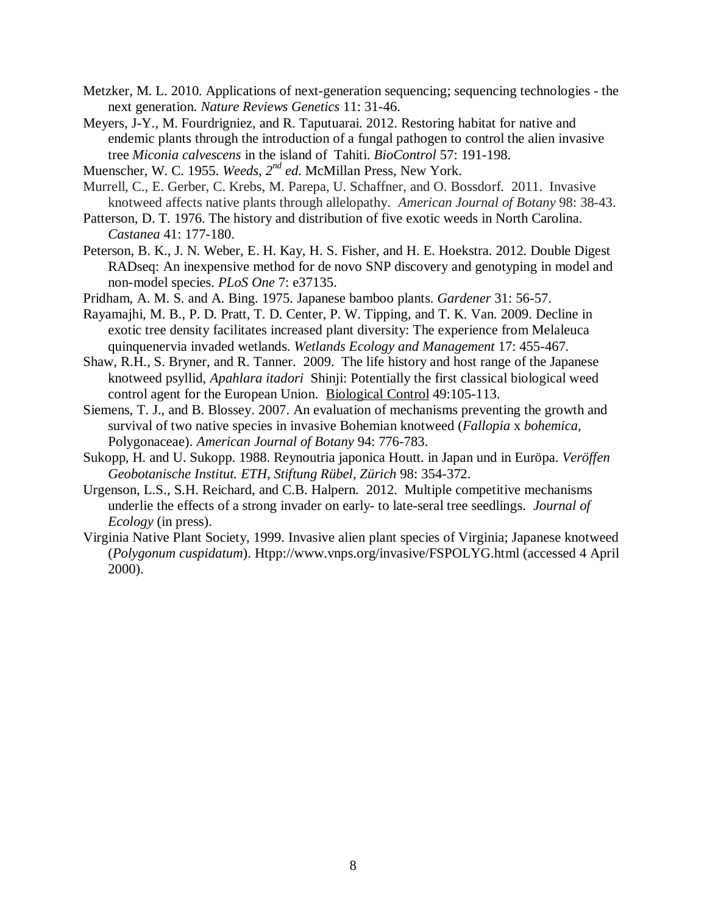Metzker, M. L. 2010. Applications of next-generation sequencing; sequencing technologies - the next generation. *Nature Reviews Genetics* 11: 31-46.

Meyers, J-Y., M. Fourdrigniez, and R. Taputuarai. 2012. Restoring habitat for native and endemic plants through the introduction of a fungal pathogen to control the alien invasive tree *Miconia calvescens* in the island of Tahiti. *BioControl* 57: 191-198.

Muenscher, W. C. 1955. *Weeds, 2nd ed.* McMillan Press, New York.

Murrell, C., E. Gerber, C. Krebs, M. Parepa, U. Schaffner, and O. Bossdorf. 2011. Invasive knotweed affects native plants through allelopathy. *American Journal of Botany* 98: 38-43.

Patterson, D. T. 1976. The history and distribution of five exotic weeds in North Carolina. *Castanea* 41: 177-180.

Peterson, B. K., J. N. Weber, E. H. Kay, H. S. Fisher, and H. E. Hoekstra. 2012. Double Digest RADseq: An inexpensive method for de novo SNP discovery and genotyping in model and non-model species. *PLoS One* 7: e37135.

Pridham, A. M. S. and A. Bing. 1975. Japanese bamboo plants. *Gardener* 31: 56-57.

Rayamajhi, M. B., P. D. Pratt, T. D. Center, P. W. Tipping, and T. K. Van. 2009. Decline in exotic tree density facilitates increased plant diversity: The experience from Melaleuca quinquenervia invaded wetlands. *Wetlands Ecology and Management* 17: 455-467.

Shaw, R.H., S. Bryner, and R. Tanner. 2009. The life history and host range of the Japanese knotweed psyllid, *Apahlara itadori* Shinji: Potentially the first classical biological weed control agent for the European Union. Biological Control 49:105-113.

Siemens, T. J., and B. Blossey. 2007. An evaluation of mechanisms preventing the growth and survival of two native species in invasive Bohemian knotweed (*Fallopia* x *bohemica*, Polygonaceae). *American Journal of Botany* 94: 776-783.

Sukopp, H. and U. Sukopp. 1988. Reynoutria japonica Houtt. in Japan und in Euröpa. *Veröffen Geobotanische Institut. ETH, Stiftung Rübel, Zürich* 98: 354-372.

Urgenson, L.S., S.H. Reichard, and C.B. Halpern. 2012. Multiple competitive mechanisms underlie the effects of a strong invader on early- to late-seral tree seedlings. *Journal of Ecology* (in press).

Virginia Native Plant Society, 1999. Invasive alien plant species of Virginia; Japanese knotweed (*Polygonum cuspidatum*). Htpp://www.vnps.org/invasive/FSPOLYG.html (accessed 4 April 2000).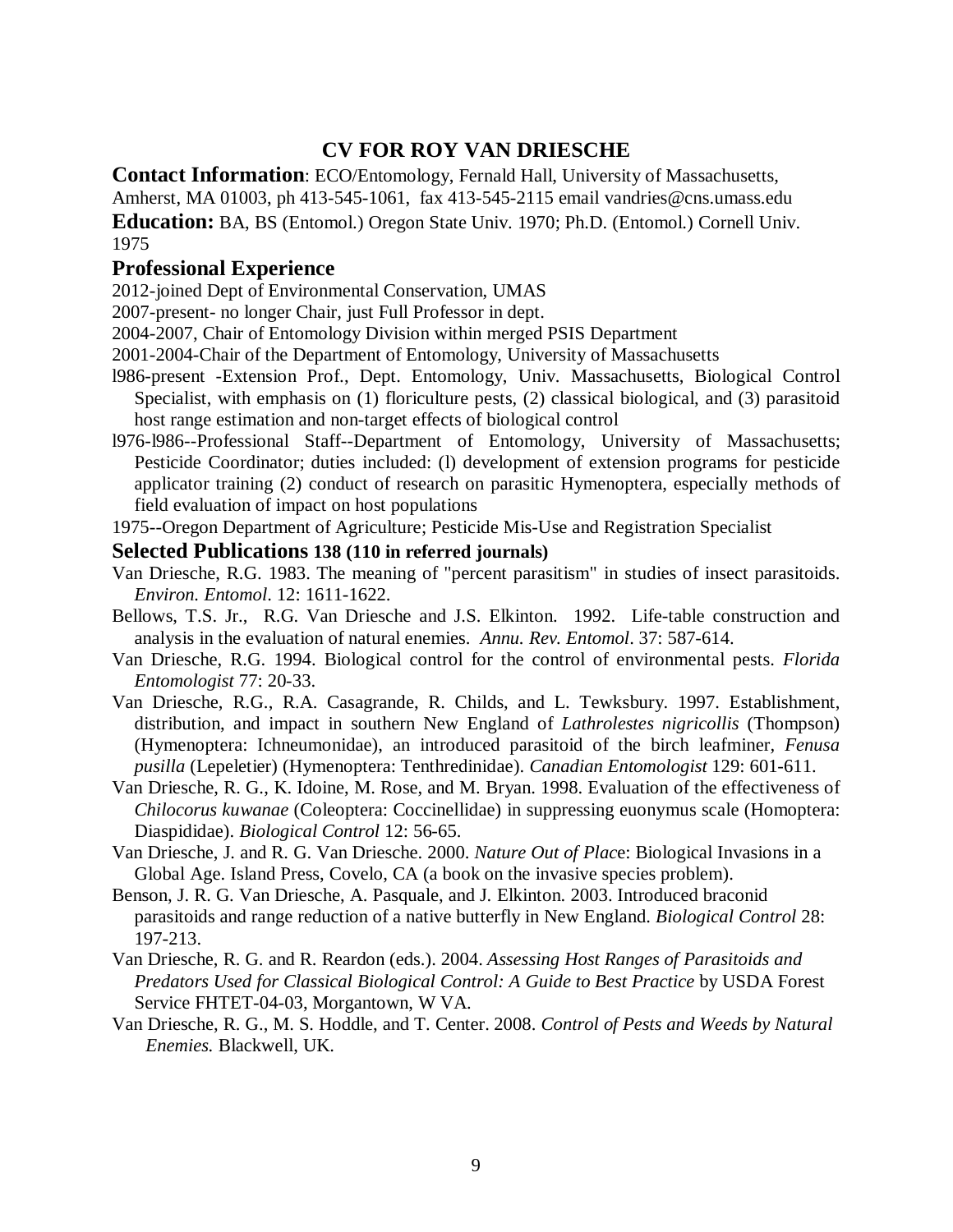# CV FOR ROY VAN DRIESCHE

**Contact Information**: ECO/Entomology, Fernald Hall, University of Massachusetts, Amherst, MA 01003, ph 413-545-1061, fax 413-545-2115 email vandries@cns.umass.edu

**Education:** BA, BS (Entomol.) Oregon State Univ. 1970; Ph.D. (Entomol.) Cornell Univ. 1975

## Professional Experience

2012-joined Dept of Environmental Conservation, UMAS

2007-present- no longer Chair, just Full Professor in dept.

2004-2007, Chair of Entomology Division within merged PSIS Department

2001-2004-Chair of the Department of Entomology, University of Massachusetts

l986-present -Extension Prof., Dept. Entomology, Univ. Massachusetts, Biological Control Specialist, with emphasis on (1) floriculture pests, (2) classical biological, and (3) parasitoid host range estimation and non-target effects of biological control

l976-l986--Professional Staff--Department of Entomology, University of Massachusetts; Pesticide Coordinator; duties included: (l) development of extension programs for pesticide applicator training (2) conduct of research on parasitic Hymenoptera, especially methods of field evaluation of impact on host populations

1975--Oregon Department of Agriculture; Pesticide Mis-Use and Registration Specialist

## Selected Publications 138 (110 in referred journals)

Van Driesche, R.G. 1983. The meaning of "percent parasitism" in studies of insect parasitoids. *Environ. Entomol*. 12: 1611-1622.

Bellows, T.S. Jr., R.G. Van Driesche and J.S. Elkinton. 1992. Life-table construction and analysis in the evaluation of natural enemies. *Annu. Rev. Entomol*. 37: 587-614.

Van Driesche, R.G. 1994. Biological control for the control of environmental pests. *Florida Entomologist* 77: 20-33.

Van Driesche, R.G., R.A. Casagrande, R. Childs, and L. Tewksbury. 1997. Establishment, distribution, and impact in southern New England of *Lathrolestes nigricollis* (Thompson) (Hymenoptera: Ichneumonidae), an introduced parasitoid of the birch leafminer, *Fenusa pusilla* (Lepeletier) (Hymenoptera: Tenthredinidae). *Canadian Entomologist* 129: 601-611.

Van Driesche, R. G., K. Idoine, M. Rose, and M. Bryan. 1998. Evaluation of the effectiveness of *Chilocorus kuwanae* (Coleoptera: Coccinellidae) in suppressing euonymus scale (Homoptera: Diaspididae). *Biological Control* 12: 56-65.

Van Driesche, J. and R. G. Van Driesche. 2000. *Nature Out of Place*: Biological Invasions in a Global Age. Island Press, Covelo, CA (a book on the invasive species problem).

Benson, J. R. G. Van Driesche, A. Pasquale, and J. Elkinton. 2003. Introduced braconid parasitoids and range reduction of a native butterfly in New England. *Biological Control* 28: 197-213.

Van Driesche, R. G. and R. Reardon (eds.). 2004. *Assessing Host Ranges of Parasitoids and Predators Used for Classical Biological Control: A Guide to Best Practice* by USDA Forest Service FHTET-04-03, Morgantown, W VA.

Van Driesche, R. G., M. S. Hoddle, and T. Center. 2008. *Control of Pests and Weeds by Natural Enemies.* Blackwell, UK.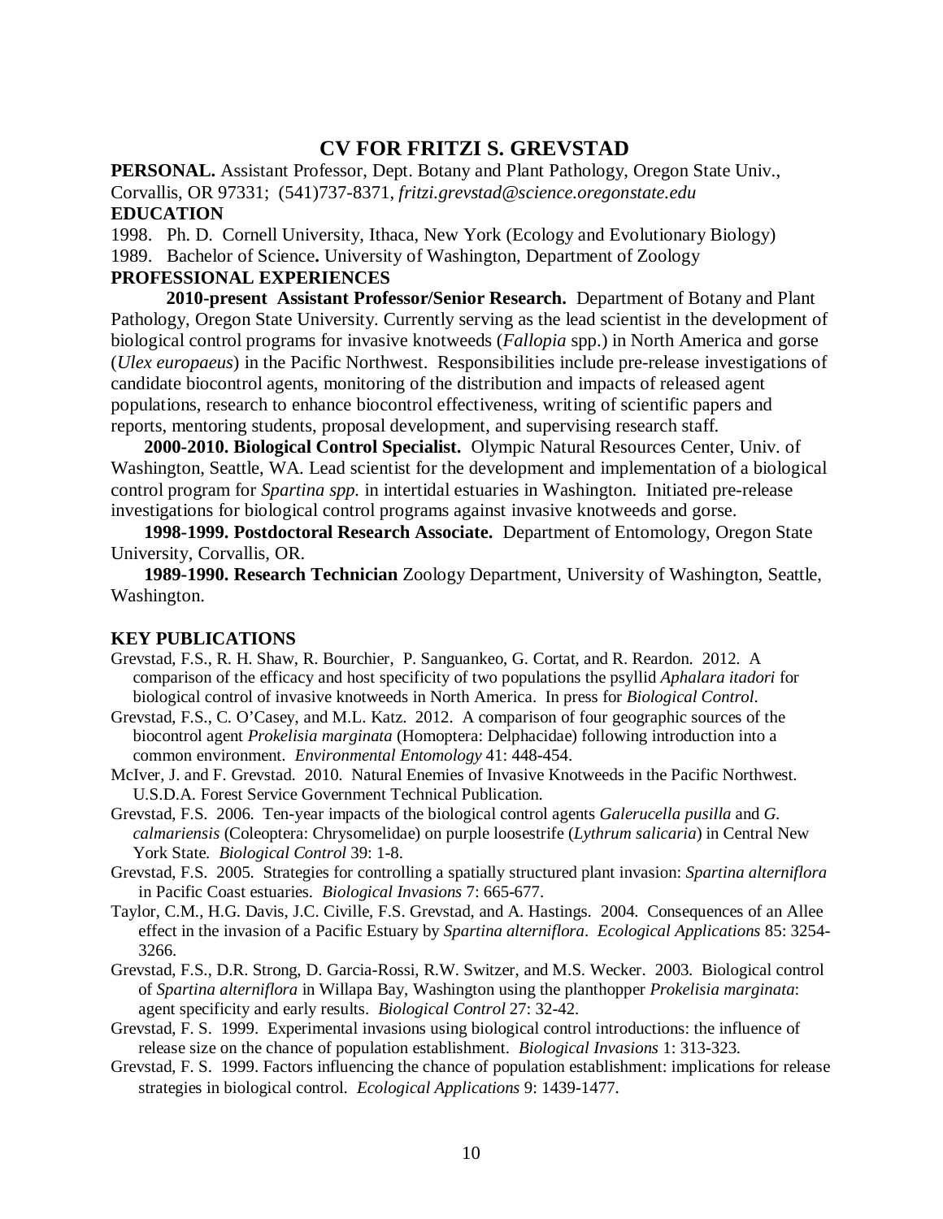# CV FOR FRITZI S. GREVSTAD

**PERSONAL.** Assistant Professor, Dept. Botany and Plant Pathology, Oregon State Univ., Corvallis, OR 97331; (541)737-8371, *fritzi.grevstad@science.oregonstate.edu*

**EDUCATION**

1998. Ph. D. Cornell University, Ithaca, New York (Ecology and Evolutionary Biology)
1989. Bachelor of Science**.** University of Washington, Department of Zoology

**PROFESSIONAL EXPERIENCES**

**2010-present Assistant Professor/Senior Research.** Department of Botany and Plant Pathology, Oregon State University. Currently serving as the lead scientist in the development of biological control programs for invasive knotweeds (*Fallopia* spp.) in North America and gorse (*Ulex europaeus*) in the Pacific Northwest. Responsibilities include pre-release investigations of candidate biocontrol agents, monitoring of the distribution and impacts of released agent populations, research to enhance biocontrol effectiveness, writing of scientific papers and reports, mentoring students, proposal development, and supervising research staff.

**2000-2010. Biological Control Specialist.** Olympic Natural Resources Center, Univ. of Washington, Seattle, WA. Lead scientist for the development and implementation of a biological control program for *Spartina spp.* in intertidal estuaries in Washington. Initiated pre-release investigations for biological control programs against invasive knotweeds and gorse.

**1998-1999. Postdoctoral Research Associate.** Department of Entomology, Oregon State University, Corvallis, OR.

**1989-1990. Research Technician** Zoology Department, University of Washington, Seattle, Washington.

**KEY PUBLICATIONS**

Grevstad, F.S., R. H. Shaw, R. Bourchier, P. Sanguankeo, G. Cortat, and R. Reardon. 2012. A comparison of the efficacy and host specificity of two populations the psyllid *Aphalara itadori* for biological control of invasive knotweeds in North America. In press for *Biological Control*.

Grevstad, F.S., C. O'Casey, and M.L. Katz. 2012. A comparison of four geographic sources of the biocontrol agent *Prokelisia marginata* (Homoptera: Delphacidae) following introduction into a common environment. *Environmental Entomology* 41: 448-454.

McIver, J. and F. Grevstad. 2010. Natural Enemies of Invasive Knotweeds in the Pacific Northwest. U.S.D.A. Forest Service Government Technical Publication.

Grevstad, F.S. 2006. Ten-year impacts of the biological control agents *Galerucella pusilla* and *G. calmariensis* (Coleoptera: Chrysomelidae) on purple loosestrife (*Lythrum salicaria*) in Central New York State. *Biological Control* 39: 1-8.

Grevstad, F.S. 2005. Strategies for controlling a spatially structured plant invasion: *Spartina alterniflora* in Pacific Coast estuaries. *Biological Invasions* 7: 665-677.

Taylor, C.M., H.G. Davis, J.C. Civille, F.S. Grevstad, and A. Hastings. 2004. Consequences of an Allee effect in the invasion of a Pacific Estuary by *Spartina alterniflora*. *Ecological Applications* 85: 3254-3266.

Grevstad, F.S., D.R. Strong, D. Garcia-Rossi, R.W. Switzer, and M.S. Wecker. 2003. Biological control of *Spartina alterniflora* in Willapa Bay, Washington using the planthopper *Prokelisia marginata*: agent specificity and early results. *Biological Control* 27: 32-42.

Grevstad, F. S. 1999. Experimental invasions using biological control introductions: the influence of release size on the chance of population establishment. *Biological Invasions* 1: 313-323.

Grevstad, F. S. 1999. Factors influencing the chance of population establishment: implications for release strategies in biological control. *Ecological Applications* 9: 1439-1477.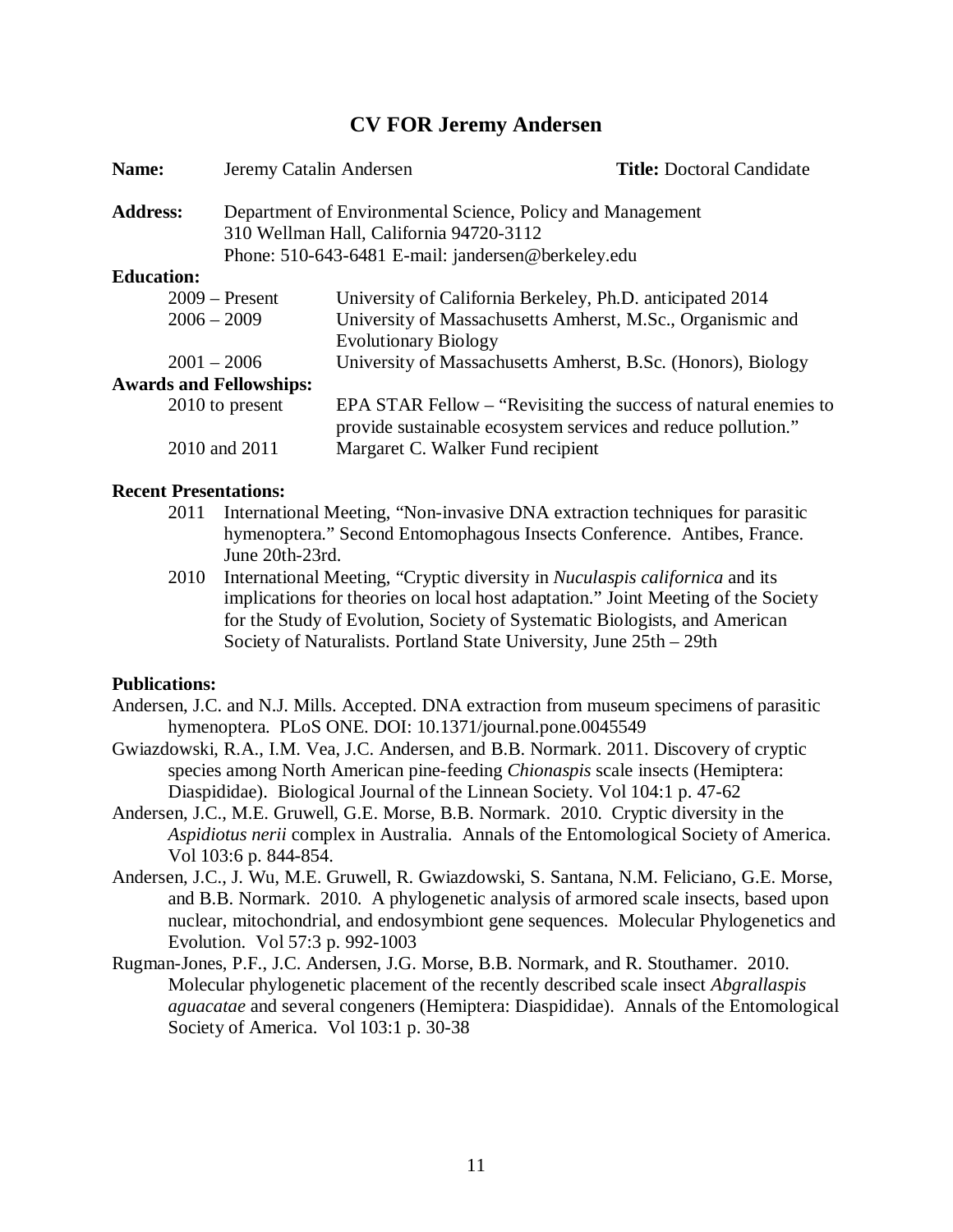# CV FOR Jeremy Andersen

**Name:** Jeremy Catalin Andersen **Title:** Doctoral Candidate

**Address:** Department of Environmental Science, Policy and Management
310 Wellman Hall, California 94720-3112
Phone: 510-643-6481 E-mail: jandersen@berkeley.edu

**Education:**

| | |
|---|---|
| 2009 – Present | University of California Berkeley, Ph.D. anticipated 2014 |
| 2006 – 2009 | University of Massachusetts Amherst, M.Sc., Organismic and Evolutionary Biology |
| 2001 – 2006 | University of Massachusetts Amherst, B.Sc. (Honors), Biology |

**Awards and Fellowships:**

| | |
|---|---|
| 2010 to present | EPA STAR Fellow – "Revisiting the success of natural enemies to provide sustainable ecosystem services and reduce pollution." |
| 2010 and 2011 | Margaret C. Walker Fund recipient |

**Recent Presentations:**

2011 International Meeting, "Non-invasive DNA extraction techniques for parasitic hymenoptera." Second Entomophagous Insects Conference. Antibes, France. June 20th-23rd.

2010 International Meeting, "Cryptic diversity in *Nuculaspis californica* and its implications for theories on local host adaptation." Joint Meeting of the Society for the Study of Evolution, Society of Systematic Biologists, and American Society of Naturalists. Portland State University, June 25th – 29th

**Publications:**

Andersen, J.C. and N.J. Mills. Accepted. DNA extraction from museum specimens of parasitic hymenoptera. PLoS ONE. DOI: 10.1371/journal.pone.0045549

Gwiazdowski, R.A., I.M. Vea, J.C. Andersen, and B.B. Normark. 2011. Discovery of cryptic species among North American pine-feeding *Chionaspis* scale insects (Hemiptera: Diaspididae). Biological Journal of the Linnean Society. Vol 104:1 p. 47-62

Andersen, J.C., M.E. Gruwell, G.E. Morse, B.B. Normark. 2010. Cryptic diversity in the *Aspidiotus nerii* complex in Australia. Annals of the Entomological Society of America. Vol 103:6 p. 844-854.

Andersen, J.C., J. Wu, M.E. Gruwell, R. Gwiazdowski, S. Santana, N.M. Feliciano, G.E. Morse, and B.B. Normark. 2010. A phylogenetic analysis of armored scale insects, based upon nuclear, mitochondrial, and endosymbiont gene sequences. Molecular Phylogenetics and Evolution. Vol 57:3 p. 992-1003

Rugman-Jones, P.F., J.C. Andersen, J.G. Morse, B.B. Normark, and R. Stouthamer. 2010. Molecular phylogenetic placement of the recently described scale insect *Abgrallaspis aguacatae* and several congeners (Hemiptera: Diaspididae). Annals of the Entomological Society of America. Vol 103:1 p. 30-38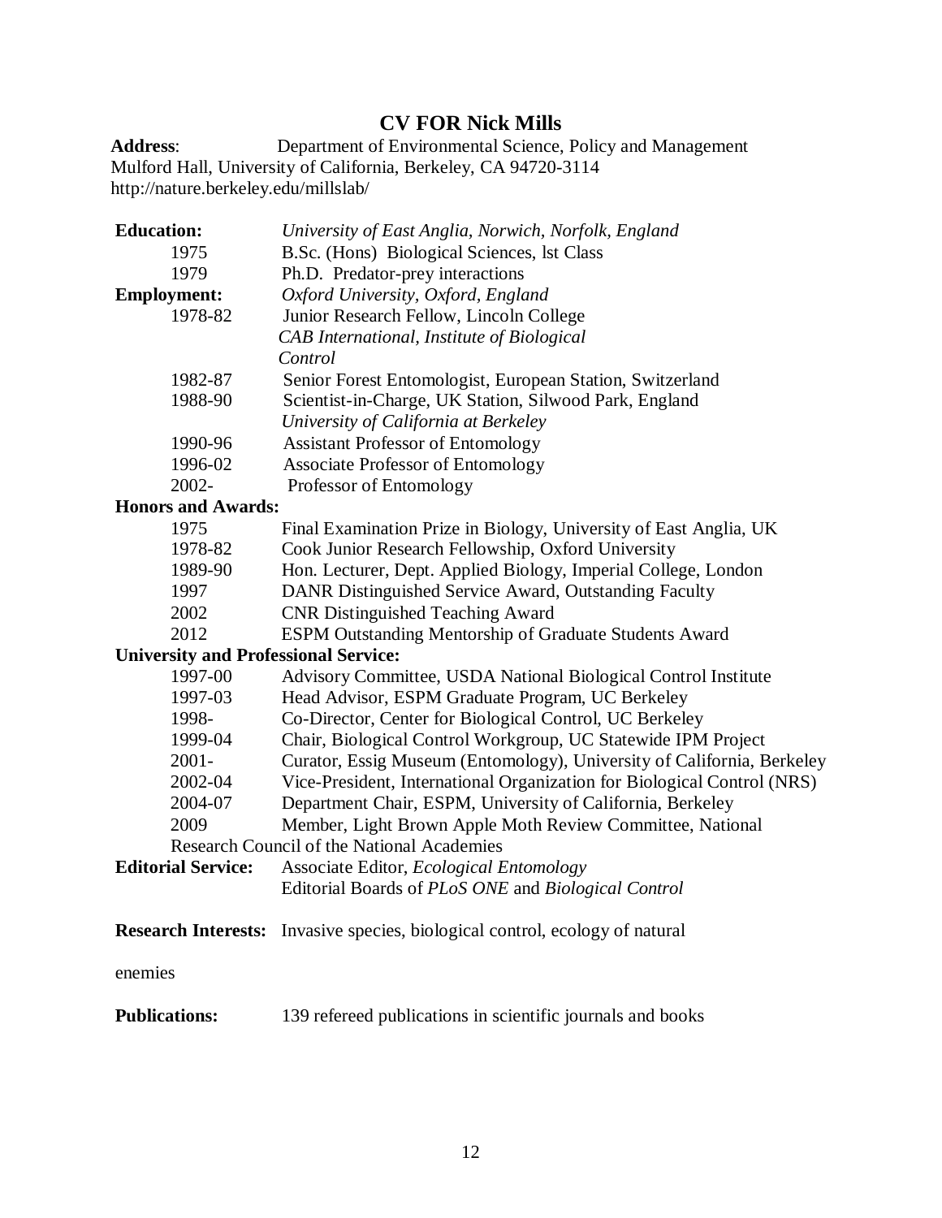# CV FOR Nick Mills

**Address**: Department of Environmental Science, Policy and Management
Mulford Hall, University of California, Berkeley, CA 94720-3114
http://nature.berkeley.edu/millslab/

**Education:** *University of East Anglia, Norwich, Norfolk, England*

| | |
|---|---|
| 1975 | B.Sc. (Hons) Biological Sciences, lst Class |
| 1979 | Ph.D. Predator-prey interactions |

**Employment:** *Oxford University, Oxford, England*

| | |
|---|---|
| 1978-82 | Junior Research Fellow, Lincoln College |
| | *CAB International, Institute of Biological Control* |
| 1982-87 | Senior Forest Entomologist, European Station, Switzerland |
| 1988-90 | Scientist-in-Charge, UK Station, Silwood Park, England |
| | *University of California at Berkeley* |
| 1990-96 | Assistant Professor of Entomology |
| 1996-02 | Associate Professor of Entomology |
| 2002- | Professor of Entomology |

**Honors and Awards:**

| | |
|---|---|
| 1975 | Final Examination Prize in Biology, University of East Anglia, UK |
| 1978-82 | Cook Junior Research Fellowship, Oxford University |
| 1989-90 | Hon. Lecturer, Dept. Applied Biology, Imperial College, London |
| 1997 | DANR Distinguished Service Award, Outstanding Faculty |
| 2002 | CNR Distinguished Teaching Award |
| 2012 | ESPM Outstanding Mentorship of Graduate Students Award |

**University and Professional Service:**

| | |
|---|---|
| 1997-00 | Advisory Committee, USDA National Biological Control Institute |
| 1997-03 | Head Advisor, ESPM Graduate Program, UC Berkeley |
| 1998- | Co-Director, Center for Biological Control, UC Berkeley |
| 1999-04 | Chair, Biological Control Workgroup, UC Statewide IPM Project |
| 2001- | Curator, Essig Museum (Entomology), University of California, Berkeley |
| 2002-04 | Vice-President, International Organization for Biological Control (NRS) |
| 2004-07 | Department Chair, ESPM, University of California, Berkeley |
| 2009 | Member, Light Brown Apple Moth Review Committee, National Research Council of the National Academies |

**Editorial Service:** Associate Editor, *Ecological Entomology*
Editorial Boards of *PLoS ONE* and *Biological Control*

**Research Interests:** Invasive species, biological control, ecology of natural enemies

**Publications:** 139 refereed publications in scientific journals and books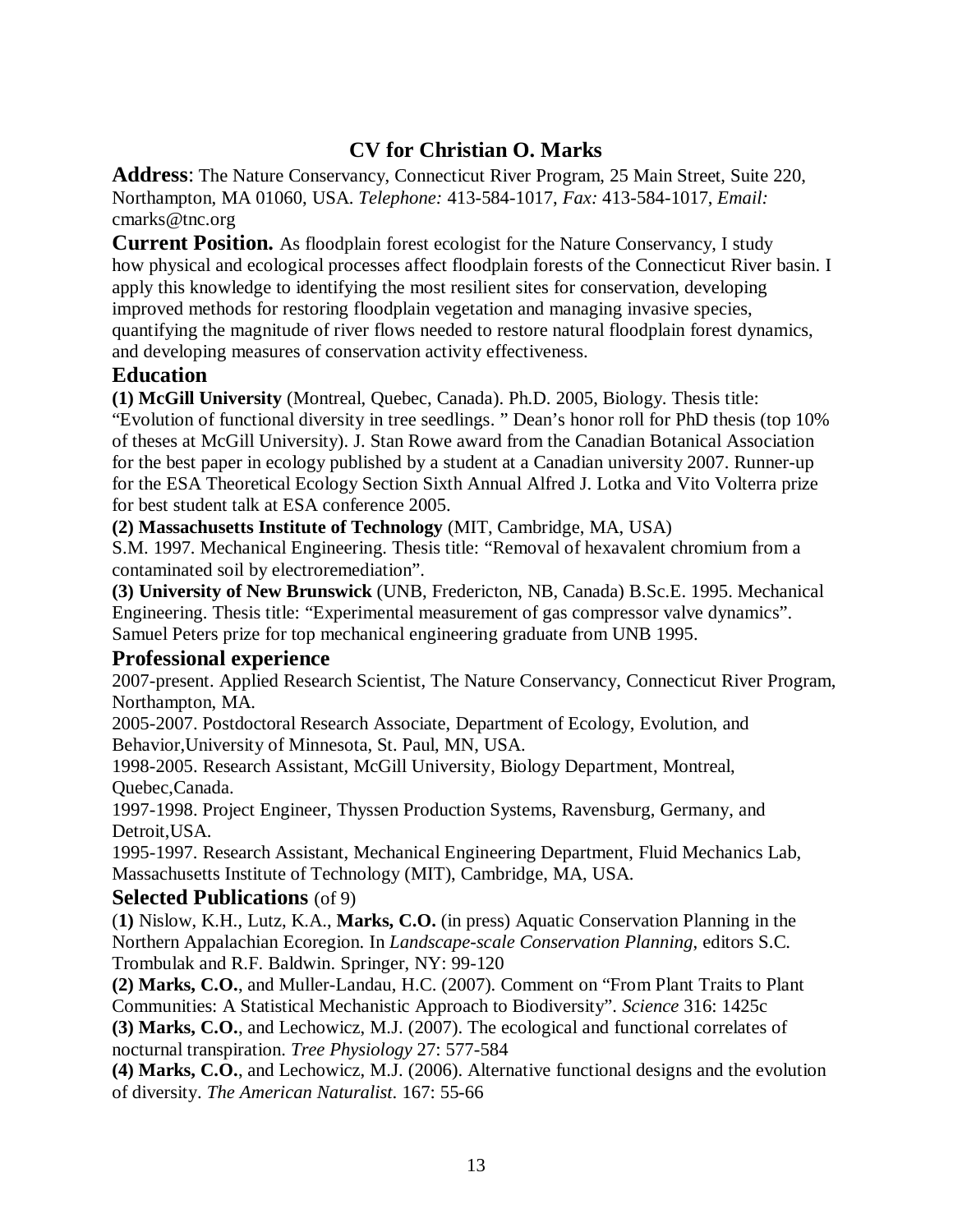# CV for Christian O. Marks

**Address**: The Nature Conservancy, Connecticut River Program, 25 Main Street, Suite 220, Northampton, MA 01060, USA. *Telephone:* 413-584-1017, *Fax:* 413-584-1017, *Email:* cmarks@tnc.org

**Current Position.** As floodplain forest ecologist for the Nature Conservancy, I study how physical and ecological processes affect floodplain forests of the Connecticut River basin. I apply this knowledge to identifying the most resilient sites for conservation, developing improved methods for restoring floodplain vegetation and managing invasive species, quantifying the magnitude of river flows needed to restore natural floodplain forest dynamics, and developing measures of conservation activity effectiveness.

## Education

**(1) McGill University** (Montreal, Quebec, Canada). Ph.D. 2005, Biology. Thesis title: "Evolution of functional diversity in tree seedlings. " Dean's honor roll for PhD thesis (top 10% of theses at McGill University). J. Stan Rowe award from the Canadian Botanical Association for the best paper in ecology published by a student at a Canadian university 2007. Runner-up for the ESA Theoretical Ecology Section Sixth Annual Alfred J. Lotka and Vito Volterra prize for best student talk at ESA conference 2005.

**(2) Massachusetts Institute of Technology** (MIT, Cambridge, MA, USA)
S.M. 1997. Mechanical Engineering. Thesis title: "Removal of hexavalent chromium from a contaminated soil by electroremediation".

**(3) University of New Brunswick** (UNB, Fredericton, NB, Canada) B.Sc.E. 1995. Mechanical Engineering. Thesis title: "Experimental measurement of gas compressor valve dynamics". Samuel Peters prize for top mechanical engineering graduate from UNB 1995.

## Professional experience

2007-present. Applied Research Scientist, The Nature Conservancy, Connecticut River Program, Northampton, MA.

2005-2007. Postdoctoral Research Associate, Department of Ecology, Evolution, and Behavior,University of Minnesota, St. Paul, MN, USA.

1998-2005. Research Assistant, McGill University, Biology Department, Montreal, Quebec,Canada.

1997-1998. Project Engineer, Thyssen Production Systems, Ravensburg, Germany, and Detroit,USA.

1995-1997. Research Assistant, Mechanical Engineering Department, Fluid Mechanics Lab, Massachusetts Institute of Technology (MIT), Cambridge, MA, USA.

## Selected Publications (of 9)

(**1)** Nislow, K.H., Lutz, K.A., **Marks, C.O.** (in press) Aquatic Conservation Planning in the Northern Appalachian Ecoregion. In *Landscape-scale Conservation Planning*, editors S.C. Trombulak and R.F. Baldwin. Springer, NY: 99-120

**(2) Marks, C.O.**, and Muller-Landau, H.C. (2007). Comment on "From Plant Traits to Plant Communities: A Statistical Mechanistic Approach to Biodiversity". *Science* 316: 1425c

**(3) Marks, C.O.**, and Lechowicz, M.J. (2007). The ecological and functional correlates of nocturnal transpiration. *Tree Physiology* 27: 577-584

**(4) Marks, C.O.**, and Lechowicz, M.J. (2006). Alternative functional designs and the evolution of diversity. *The American Naturalist.* 167: 55-66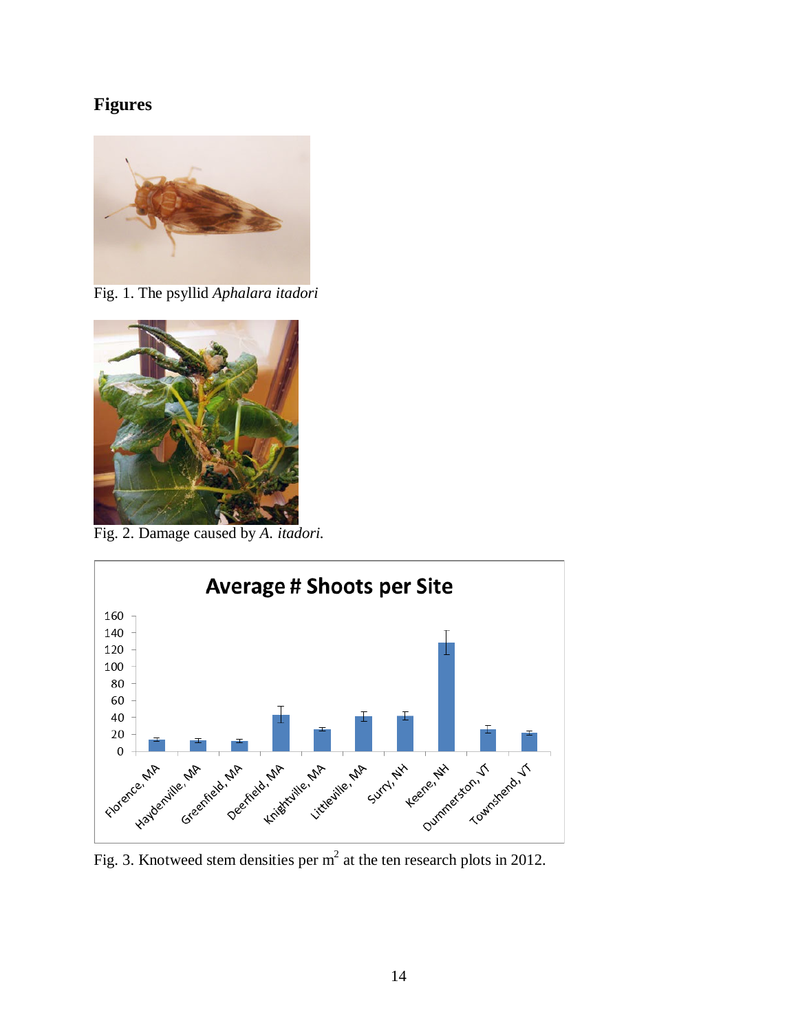## Figures

Fig. 1. The psyllid *Aphalara itadori*

Fig. 2. Damage caused by *A. itadori.*

Fig. 3. Knotweed stem densities per $m^2$ at the ten research plots in 2012.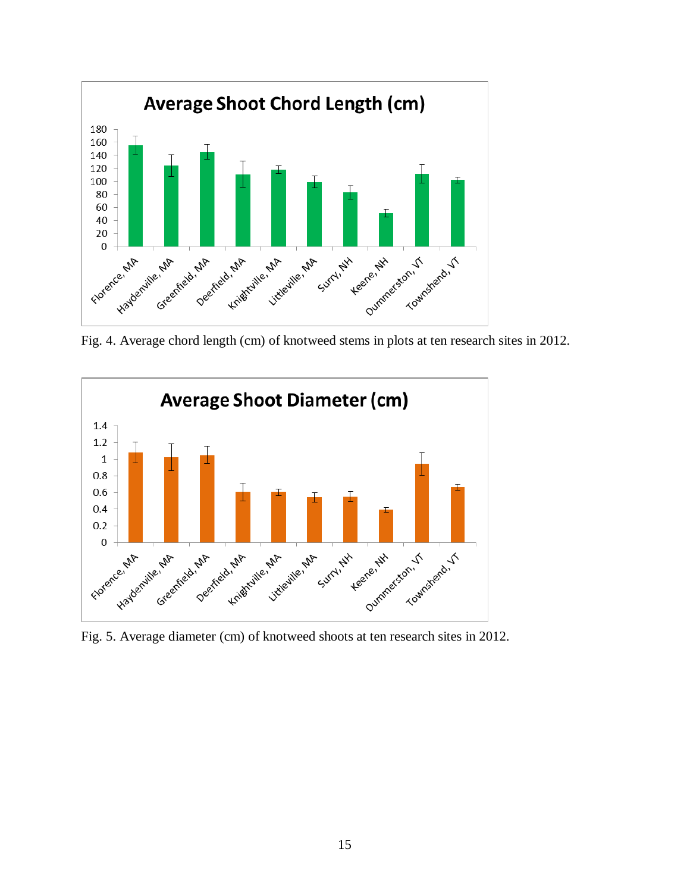Fig. 4. Average chord length (cm) of knotweed stems in plots at ten research sites in 2012.

Fig. 5. Average diameter (cm) of knotweed shoots at ten research sites in 2012.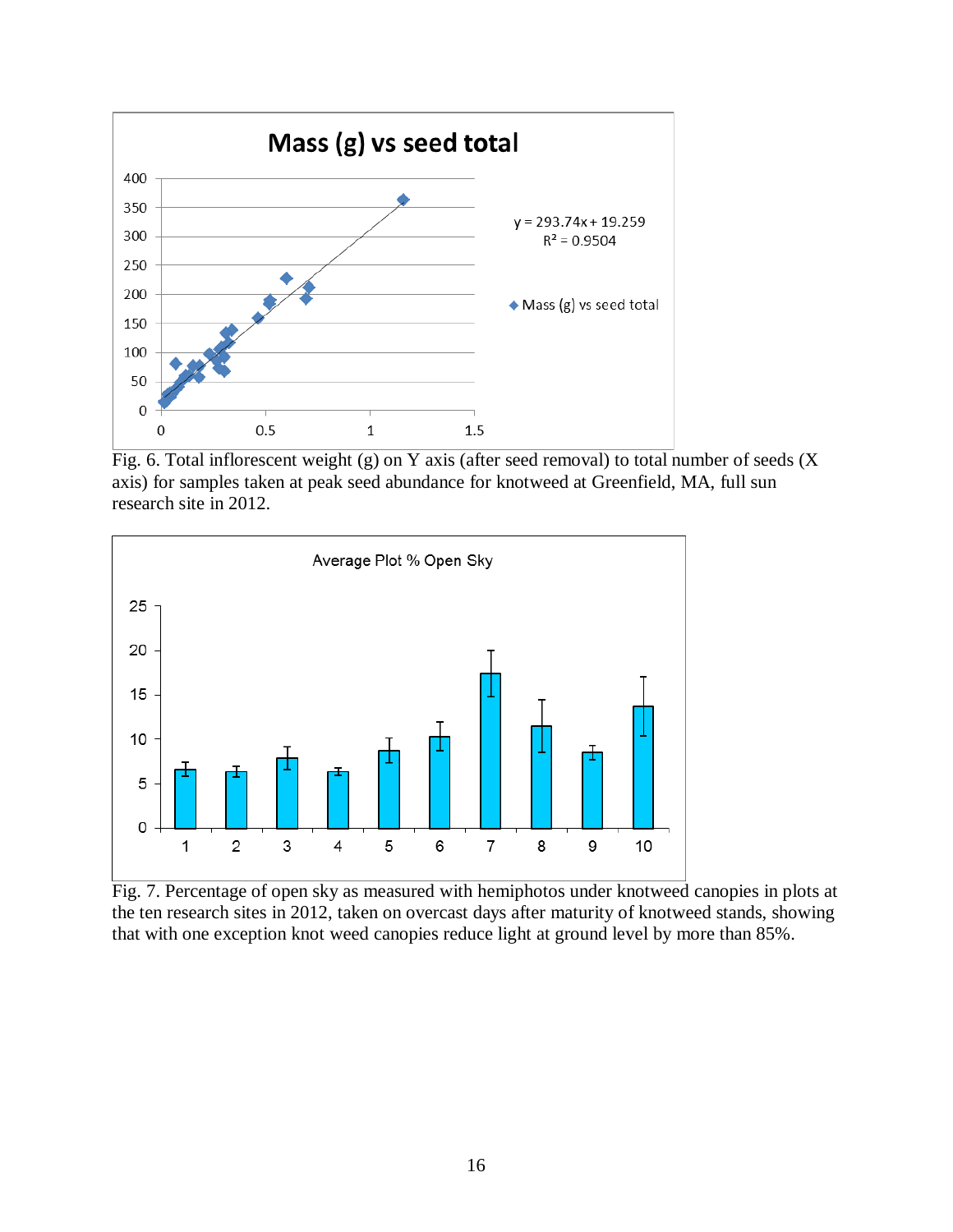Fig. 6. Total inflorescent weight (g) on Y axis (after seed removal) to total number of seeds (X axis) for samples taken at peak seed abundance for knotweed at Greenfield, MA, full sun research site in 2012.

Fig. 7. Percentage of open sky as measured with hemiphotos under knotweed canopies in plots at the ten research sites in 2012, taken on overcast days after maturity of knotweed stands, showing that with one exception knot weed canopies reduce light at ground level by more than 85%.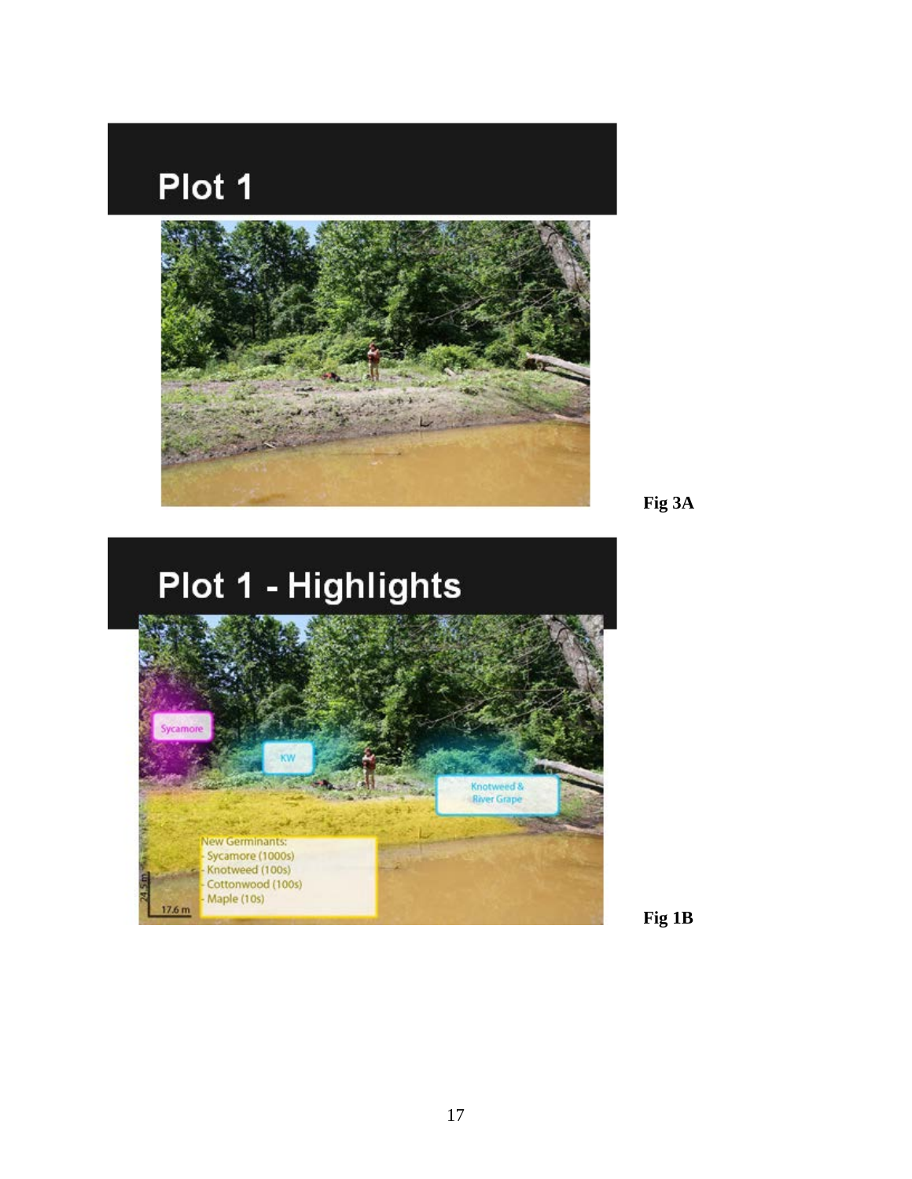Plot 1

Fig 3A

Plot 1 - Highlights

Sycamore

KW

Knotweed & River Grape

New Germinants:
- Sycamore (1000s)
- Knotweed (100s)
- Cottonwood (100s)
- Maple (10s)

24.5 m

17.6 m

Fig 1B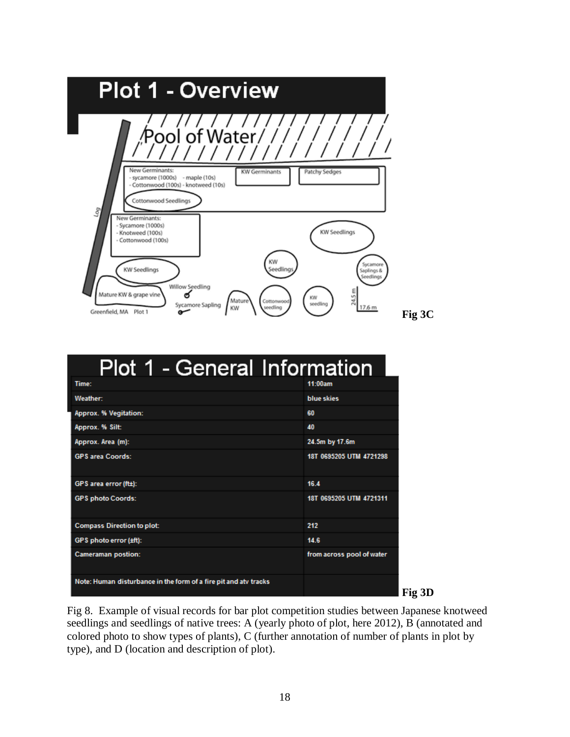## Plot 1 - Overview

Pool of Water

Log

New Germinants:
- sycamore (1000s) - maple (10s)
- Cottonwood (100s) - knotweed (10s)

KW Germinants

Patchy Sedges

Cottonwood Seedlings

New Germinants:
- Sycamore (1000s)
- Knotweed (100s)
- Cottonwood (100s)

KW Seedlings

KW Seedlings

KW Seedlings

Sycamore Saplings & Seedlings

Willow Seedling

Mature KW & grape vine

Sycamore Sapling

Mature KW

Cottonwood seedling

KW seedling

24.5 m

17.6 m

Greenfield, MA Plot 1

**Fig 3C**

## Plot 1 - General Information

| | |
|---|---|
| Time: | 11:00am |
| Weather: | blue skies |
| Approx. % Vegitation: | 60 |
| Approx. % Silt: | 40 |
| Approx. Area (m): | 24.5m by 17.6m |
| GPS area Coords: | 18T 0695205 UTM 4721298 |
| GPS area error (ft±): | 16.4 |
| GPS photo Coords: | 18T 0695205 UTM 4721311 |
| Compass Direction to plot: | 212 |
| GPS photo error (±ft): | 14.6 |
| Cameraman postion: | from across pool of water |
| Note: Human disturbance in the form of a fire pit and atv tracks | |

**Fig 3D**

Fig 8. Example of visual records for bar plot competition studies between Japanese knotweed seedlings and seedlings of native trees: A (yearly photo of plot, here 2012), B (annotated and colored photo to show types of plants), C (further annotation of number of plants in plot by type), and D (location and description of plot).